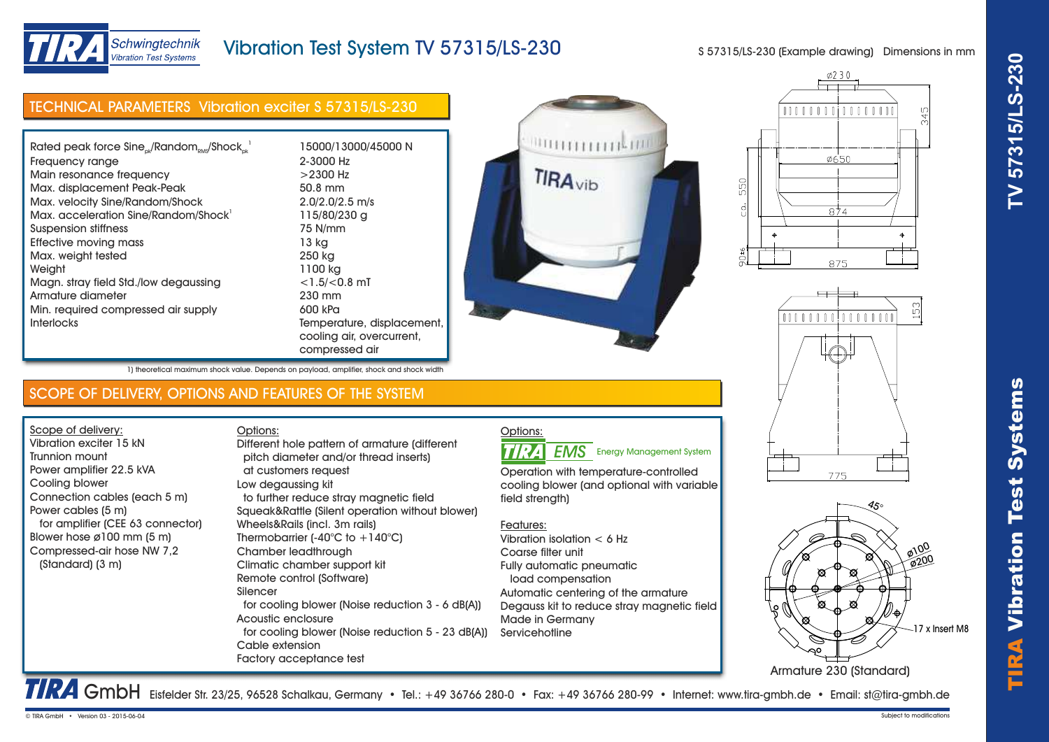# Vibration Test System TV 57315/LS-230

S 57315/LS-230 (Example drawing) Dimensions in mm

## TECHNICAL PARAMETERS Vibration exciter S 57315/LS-230

| Parameter | Value |
|---|---|
| Rated peak force Sine$_{pk}$/Random$_{RMS}$/Shock$_{pk}$ [1] | 15000/13000/45000 N |
| Frequency range | 2-3000 Hz |
| Main resonance frequency | >2300 Hz |
| Max. displacement Peak-Peak | 50.8 mm |
| Max. velocity Sine/Random/Shock | 2.0/2.0/2.5 m/s |
| Max. acceleration Sine/Random/Shock[1] | 115/80/230 g |
| Suspension stiffness | 75 N/mm |
| Effective moving mass | 13 kg |
| Max. weight tested | 250 kg |
| Weight | 1100 kg |
| Magn. stray field Std./low degaussing | <1.5/<0.8 mT |
| Armature diameter | 230 mm |
| Min. required compressed air supply | 600 kPa |
| Interlocks | Temperature, displacement, cooling air, overcurrent, compressed air |

1) theoretical maximum shock value. Depends on payload, amplifier, shock and shock width

## SCOPE OF DELIVERY, OPTIONS AND FEATURES OF THE SYSTEM

**Scope of delivery:**

- Vibration exciter 15 kN
- Trunnion mount
- Power amplifier 22.5 kVA
- Cooling blower
- Connection cables (each 5 m)
- Power cables (5 m) for amplifier (CEE 63 connector)
- Blower hose ø100 mm (5 m)
- Compressed-air hose NW 7,2 (Standard) (3 m)

**Options:**

- Different hole pattern of armature (different pitch diameter and/or thread inserts) at customers request
- Low degaussing kit to further reduce stray magnetic field
- Squeak&Rattle (Silent operation without blower)
- Wheels&Rails (incl. 3m rails)
- Thermobarrier (-40°C to +140°C)
- Chamber leadthrough
- Climatic chamber support kit
- Remote control (Software)
- Silencer for cooling blower (Noise reduction 3 - 6 dB(A))
- Acoustic enclosure for cooling blower (Noise reduction 5 - 23 dB(A))
- Cable extension
- Factory acceptance test

**Options:**

TIRA EMS Energy Management System

Operation with temperature-controlled cooling blower (and optional with variable field strength)

**Features:**

- Vibration isolation < 6 Hz
- Coarse filter unit
- Fully automatic pneumatic load compensation
- Automatic centering of the armature
- Degauss kit to reduce stray magnetic field
- Made in Germany
- Servicehotline

Drawing dimensions: ⌀230, 345, ⌀650, ca. 550, 874, 90±6, 875, 153, 775

45°, ⌀100, ⌀200, 17 x Insert M8

Armature 230 (Standard)

TIRA GmbH Eisfelder Str. 23/25, 96528 Schalkau, Germany • Tel.: +49 36766 280-0 • Fax: +49 36766 280-99 • Internet: www.tira-gmbh.de • Email: st@tira-gmbh.de

© TIRA GmbH • Version 03 - 2015-06-04 Subject to modifications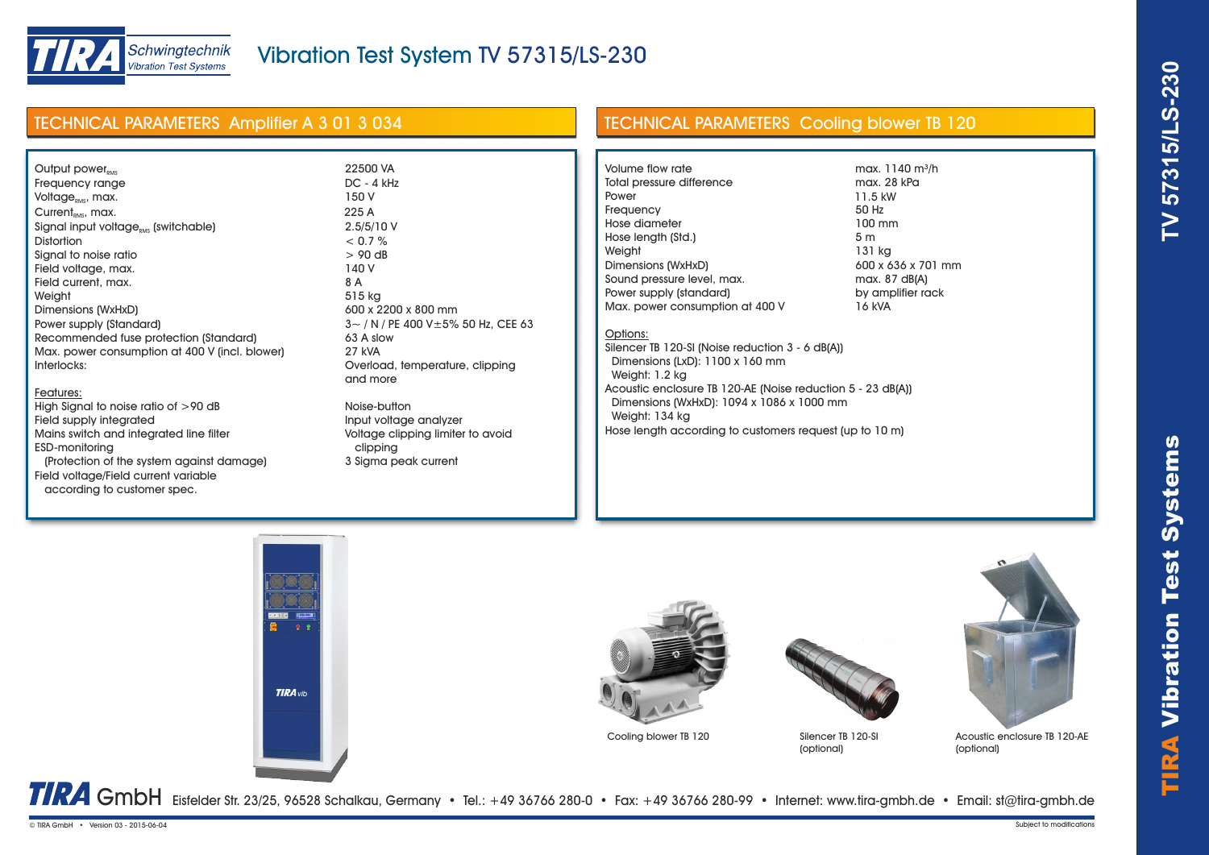# Vibration Test System TV 57315/LS-230

## TECHNICAL PARAMETERS Amplifier A 3 01 3 034

| | |
|---|---|
| Output power$_{RMS}$ | 22500 VA |
| Frequency range | DC - 4 kHz |
| Voltage$_{RMS}$, max. | 150 V |
| Current$_{RMS}$, max. | 225 A |
| Signal input voltage$_{RMS}$ (switchable) | 2.5/5/10 V |
| Distortion | < 0.7 % |
| Signal to noise ratio | > 90 dB |
| Field voltage, max. | 140 V |
| Field current, max. | 8 A |
| Weight | 515 kg |
| Dimensions (WxHxD) | 600 x 2200 x 800 mm |
| Power supply (Standard) | 3~ / N / PE 400 V±5% 50 Hz, CEE 63 |
| Recommended fuse protection (Standard) | 63 A slow |
| Max. power consumption at 400 V (incl. blower) | 27 kVA |
| Interlocks: | Overload, temperature, clipping and more |

Features:

- High Signal to noise ratio of >90 dB
- Field supply integrated
- Mains switch and integrated line filter
- ESD-monitoring (Protection of the system against damage)
- Field voltage/Field current variable according to customer spec.
- Noise-button
- Input voltage analyzer
- Voltage clipping limiter to avoid clipping
- 3 Sigma peak current

## TECHNICAL PARAMETERS Cooling blower TB 120

| | |
|---|---|
| Volume flow rate | max. 1140 m³/h |
| Total pressure difference | max. 28 kPa |
| Power | 11.5 kW |
| Frequency | 50 Hz |
| Hose diameter | 100 mm |
| Hose length (Std.) | 5 m |
| Weight | 131 kg |
| Dimensions (WxHxD) | 600 x 636 x 701 mm |
| Sound pressure level, max. | max. 87 dB(A) |
| Power supply (standard) | by amplifier rack |
| Max. power consumption at 400 V | 16 kVA |

Options:

Silencer TB 120-SI (Noise reduction 3 - 6 dB(A))
Dimensions (LxD): 1100 x 160 mm
Weight: 1.2 kg

Acoustic enclosure TB 120-AE (Noise reduction 5 - 23 dB(A))
Dimensions (WxHxD): 1094 x 1086 x 1000 mm
Weight: 134 kg

Hose length according to customers request (up to 10 m)

Cooling blower TB 120

Silencer TB 120-SI (optional)

Acoustic enclosure TB 120-AE (optional)

TIRA GmbH Eisfelder Str. 23/25, 96528 Schalkau, Germany • Tel.: +49 36766 280-0 • Fax: +49 36766 280-99 • Internet: www.tira-gmbh.de • Email: st@tira-gmbh.de

© TIRA GmbH • Version 03 - 2015-06-04

Subject to modifications